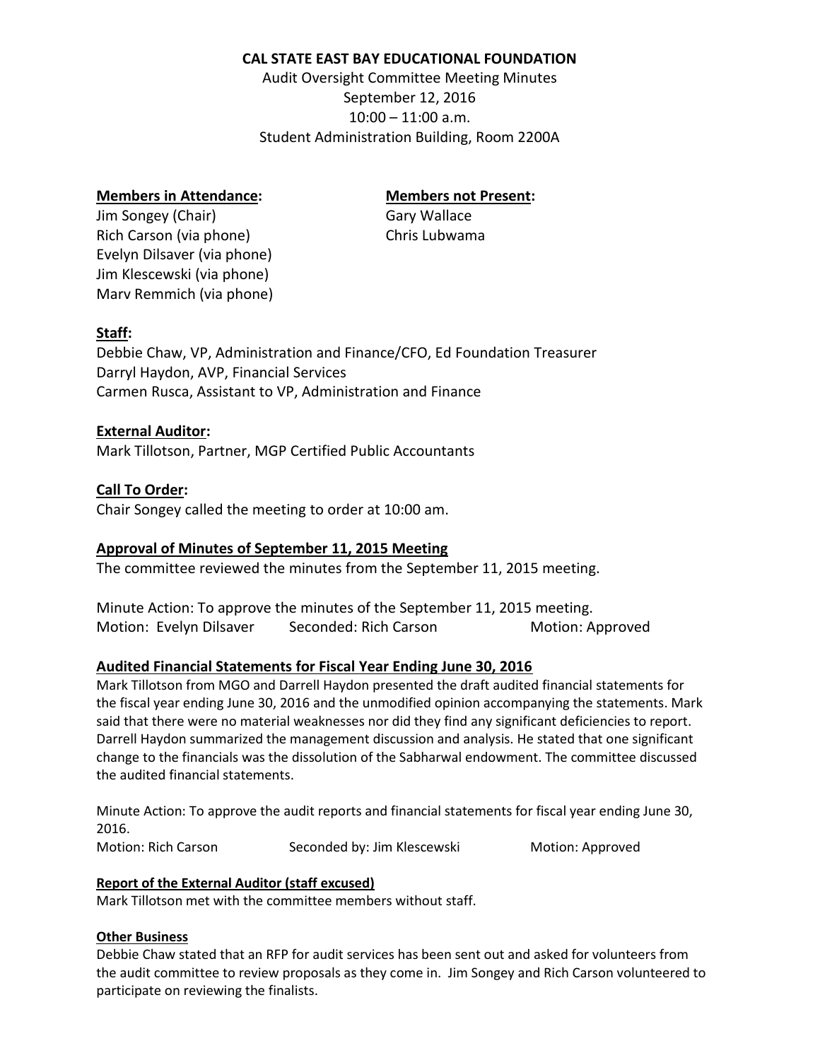**CAL STATE EAST BAY EDUCATIONAL FOUNDATION**

Audit Oversight Committee Meeting Minutes
September 12, 2016
10:00 – 11:00 a.m.
Student Administration Building, Room 2200A

**Members in Attendance:**

Jim Songey (Chair)
Rich Carson (via phone)
Evelyn Dilsaver (via phone)
Jim Klescewski (via phone)
Marv Remmich (via phone)

**Members not Present:**

Gary Wallace
Chris Lubwama

**Staff:**

Debbie Chaw, VP, Administration and Finance/CFO, Ed Foundation Treasurer
Darryl Haydon, AVP, Financial Services
Carmen Rusca, Assistant to VP, Administration and Finance

**External Auditor:**

Mark Tillotson, Partner, MGP Certified Public Accountants

**Call To Order:**

Chair Songey called the meeting to order at 10:00 am.

**Approval of Minutes of September 11, 2015 Meeting**

The committee reviewed the minutes from the September 11, 2015 meeting.

Minute Action: To approve the minutes of the September 11, 2015 meeting.
Motion: Evelyn Dilsaver Seconded: Rich Carson Motion: Approved

**Audited Financial Statements for Fiscal Year Ending June 30, 2016**

Mark Tillotson from MGO and Darrell Haydon presented the draft audited financial statements for the fiscal year ending June 30, 2016 and the unmodified opinion accompanying the statements. Mark said that there were no material weaknesses nor did they find any significant deficiencies to report. Darrell Haydon summarized the management discussion and analysis. He stated that one significant change to the financials was the dissolution of the Sabharwal endowment. The committee discussed the audited financial statements.

Minute Action: To approve the audit reports and financial statements for fiscal year ending June 30, 2016.
Motion: Rich Carson Seconded by: Jim Klescewski Motion: Approved

**Report of the External Auditor (staff excused)**

Mark Tillotson met with the committee members without staff.

**Other Business**

Debbie Chaw stated that an RFP for audit services has been sent out and asked for volunteers from the audit committee to review proposals as they come in. Jim Songey and Rich Carson volunteered to participate on reviewing the finalists.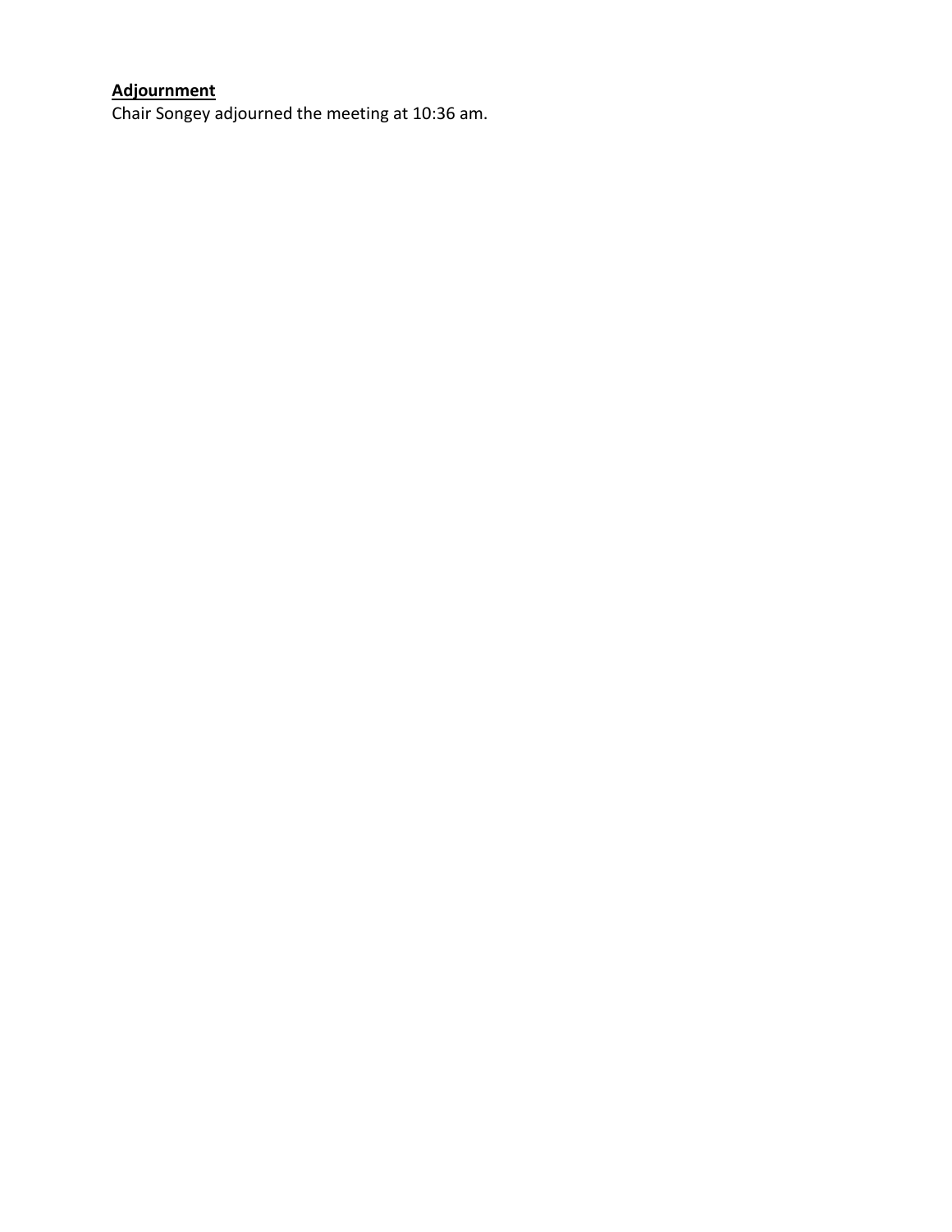**Adjournment**
Chair Songey adjourned the meeting at 10:36 am.